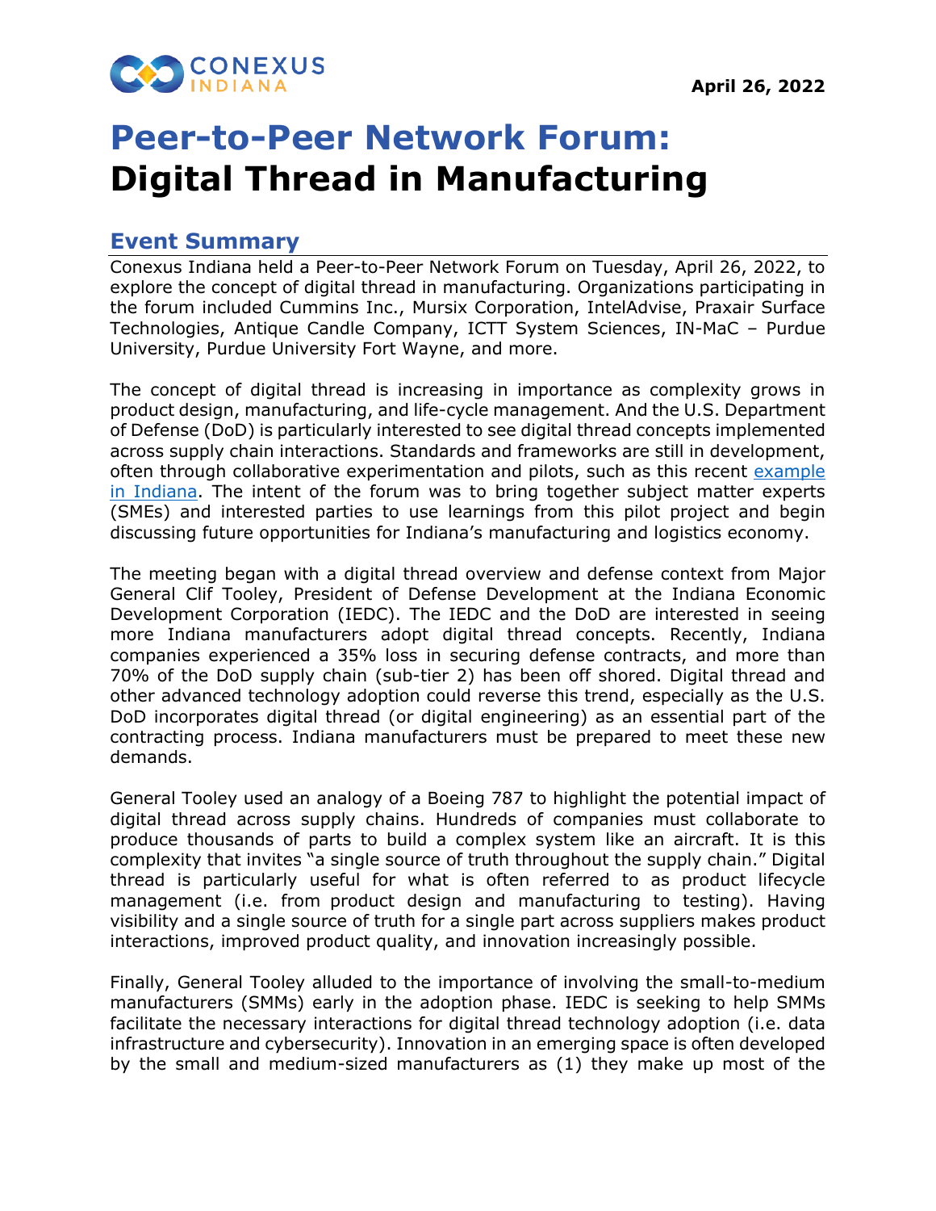April 26, 2022

# Peer-to-Peer Network Forum: Digital Thread in Manufacturing

## Event Summary

Conexus Indiana held a Peer-to-Peer Network Forum on Tuesday, April 26, 2022, to explore the concept of digital thread in manufacturing. Organizations participating in the forum included Cummins Inc., Mursix Corporation, IntelAdvise, Praxair Surface Technologies, Antique Candle Company, ICTT System Sciences, IN-MaC – Purdue University, Purdue University Fort Wayne, and more.

The concept of digital thread is increasing in importance as complexity grows in product design, manufacturing, and life-cycle management. And the U.S. Department of Defense (DoD) is particularly interested to see digital thread concepts implemented across supply chain interactions. Standards and frameworks are still in development, often through collaborative experimentation and pilots, such as this recent example in Indiana. The intent of the forum was to bring together subject matter experts (SMEs) and interested parties to use learnings from this pilot project and begin discussing future opportunities for Indiana's manufacturing and logistics economy.

The meeting began with a digital thread overview and defense context from Major General Clif Tooley, President of Defense Development at the Indiana Economic Development Corporation (IEDC). The IEDC and the DoD are interested in seeing more Indiana manufacturers adopt digital thread concepts. Recently, Indiana companies experienced a 35% loss in securing defense contracts, and more than 70% of the DoD supply chain (sub-tier 2) has been off shored. Digital thread and other advanced technology adoption could reverse this trend, especially as the U.S. DoD incorporates digital thread (or digital engineering) as an essential part of the contracting process. Indiana manufacturers must be prepared to meet these new demands.

General Tooley used an analogy of a Boeing 787 to highlight the potential impact of digital thread across supply chains. Hundreds of companies must collaborate to produce thousands of parts to build a complex system like an aircraft. It is this complexity that invites "a single source of truth throughout the supply chain." Digital thread is particularly useful for what is often referred to as product lifecycle management (i.e. from product design and manufacturing to testing). Having visibility and a single source of truth for a single part across suppliers makes product interactions, improved product quality, and innovation increasingly possible.

Finally, General Tooley alluded to the importance of involving the small-to-medium manufacturers (SMMs) early in the adoption phase. IEDC is seeking to help SMMs facilitate the necessary interactions for digital thread technology adoption (i.e. data infrastructure and cybersecurity). Innovation in an emerging space is often developed by the small and medium-sized manufacturers as (1) they make up most of the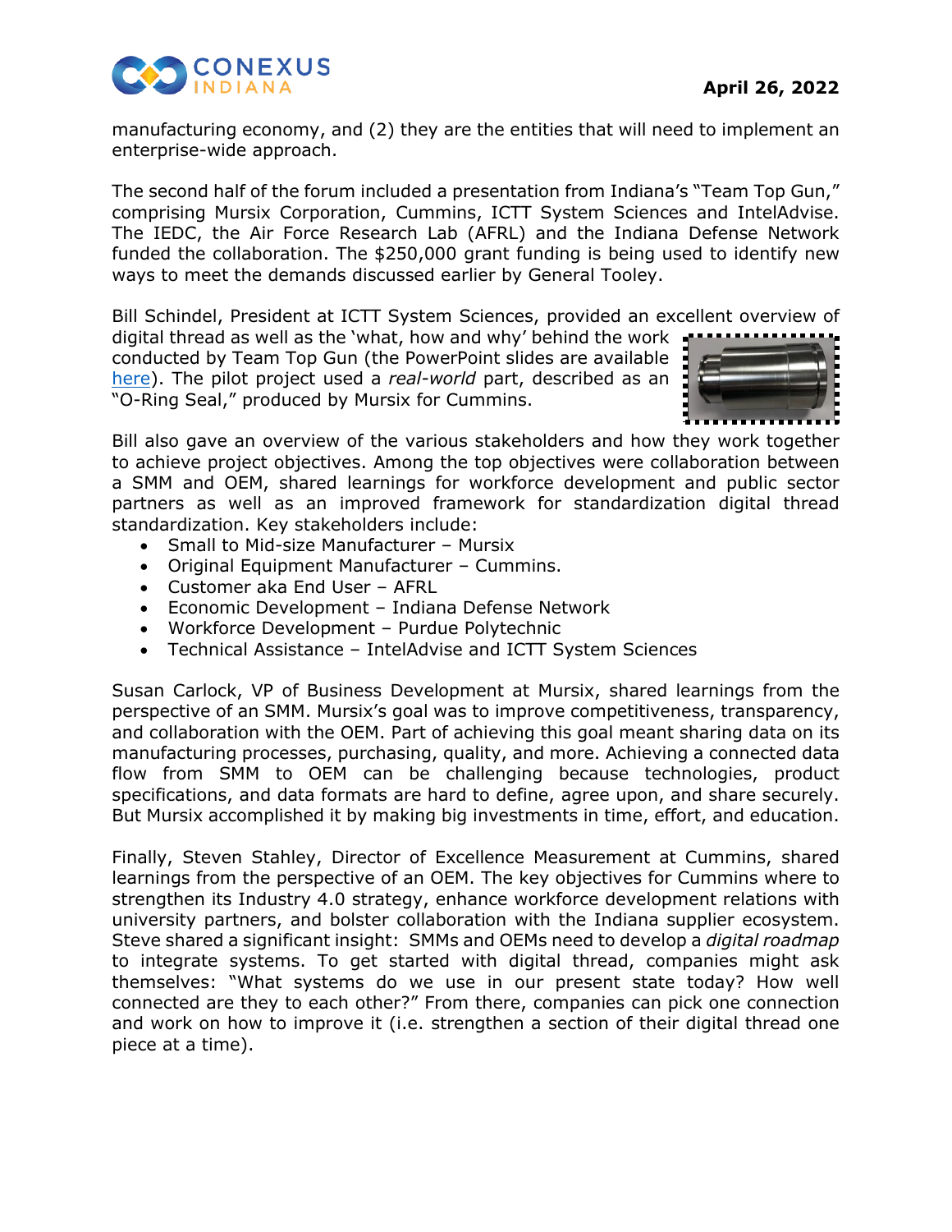manufacturing economy, and (2) they are the entities that will need to implement an enterprise-wide approach.

The second half of the forum included a presentation from Indiana's "Team Top Gun," comprising Mursix Corporation, Cummins, ICTT System Sciences and IntelAdvise. The IEDC, the Air Force Research Lab (AFRL) and the Indiana Defense Network funded the collaboration. The $250,000 grant funding is being used to identify new ways to meet the demands discussed earlier by General Tooley.

Bill Schindel, President at ICTT System Sciences, provided an excellent overview of digital thread as well as the 'what, how and why' behind the work conducted by Team Top Gun (the PowerPoint slides are available here). The pilot project used a *real-world* part, described as an "O-Ring Seal," produced by Mursix for Cummins.

Bill also gave an overview of the various stakeholders and how they work together to achieve project objectives. Among the top objectives were collaboration between a SMM and OEM, shared learnings for workforce development and public sector partners as well as an improved framework for standardization digital thread standardization. Key stakeholders include:

- Small to Mid-size Manufacturer – Mursix
- Original Equipment Manufacturer – Cummins.
- Customer aka End User – AFRL
- Economic Development – Indiana Defense Network
- Workforce Development – Purdue Polytechnic
- Technical Assistance – IntelAdvise and ICTT System Sciences

Susan Carlock, VP of Business Development at Mursix, shared learnings from the perspective of an SMM. Mursix's goal was to improve competitiveness, transparency, and collaboration with the OEM. Part of achieving this goal meant sharing data on its manufacturing processes, purchasing, quality, and more. Achieving a connected data flow from SMM to OEM can be challenging because technologies, product specifications, and data formats are hard to define, agree upon, and share securely. But Mursix accomplished it by making big investments in time, effort, and education.

Finally, Steven Stahley, Director of Excellence Measurement at Cummins, shared learnings from the perspective of an OEM. The key objectives for Cummins where to strengthen its Industry 4.0 strategy, enhance workforce development relations with university partners, and bolster collaboration with the Indiana supplier ecosystem. Steve shared a significant insight: SMMs and OEMs need to develop a *digital roadmap* to integrate systems. To get started with digital thread, companies might ask themselves: "What systems do we use in our present state today? How well connected are they to each other?" From there, companies can pick one connection and work on how to improve it (i.e. strengthen a section of their digital thread one piece at a time).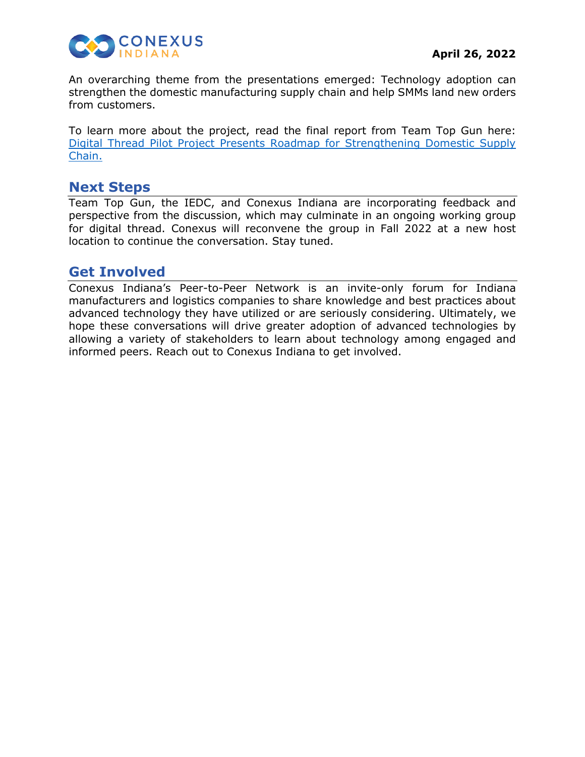An overarching theme from the presentations emerged: Technology adoption can strengthen the domestic manufacturing supply chain and help SMMs land new orders from customers.

To learn more about the project, read the final report from Team Top Gun here: [Digital Thread Pilot Project Presents Roadmap for Strengthening Domestic Supply Chain.]()

## Next Steps

Team Top Gun, the IEDC, and Conexus Indiana are incorporating feedback and perspective from the discussion, which may culminate in an ongoing working group for digital thread. Conexus will reconvene the group in Fall 2022 at a new host location to continue the conversation. Stay tuned.

## Get Involved

Conexus Indiana's Peer-to-Peer Network is an invite-only forum for Indiana manufacturers and logistics companies to share knowledge and best practices about advanced technology they have utilized or are seriously considering. Ultimately, we hope these conversations will drive greater adoption of advanced technologies by allowing a variety of stakeholders to learn about technology among engaged and informed peers. Reach out to Conexus Indiana to get involved.